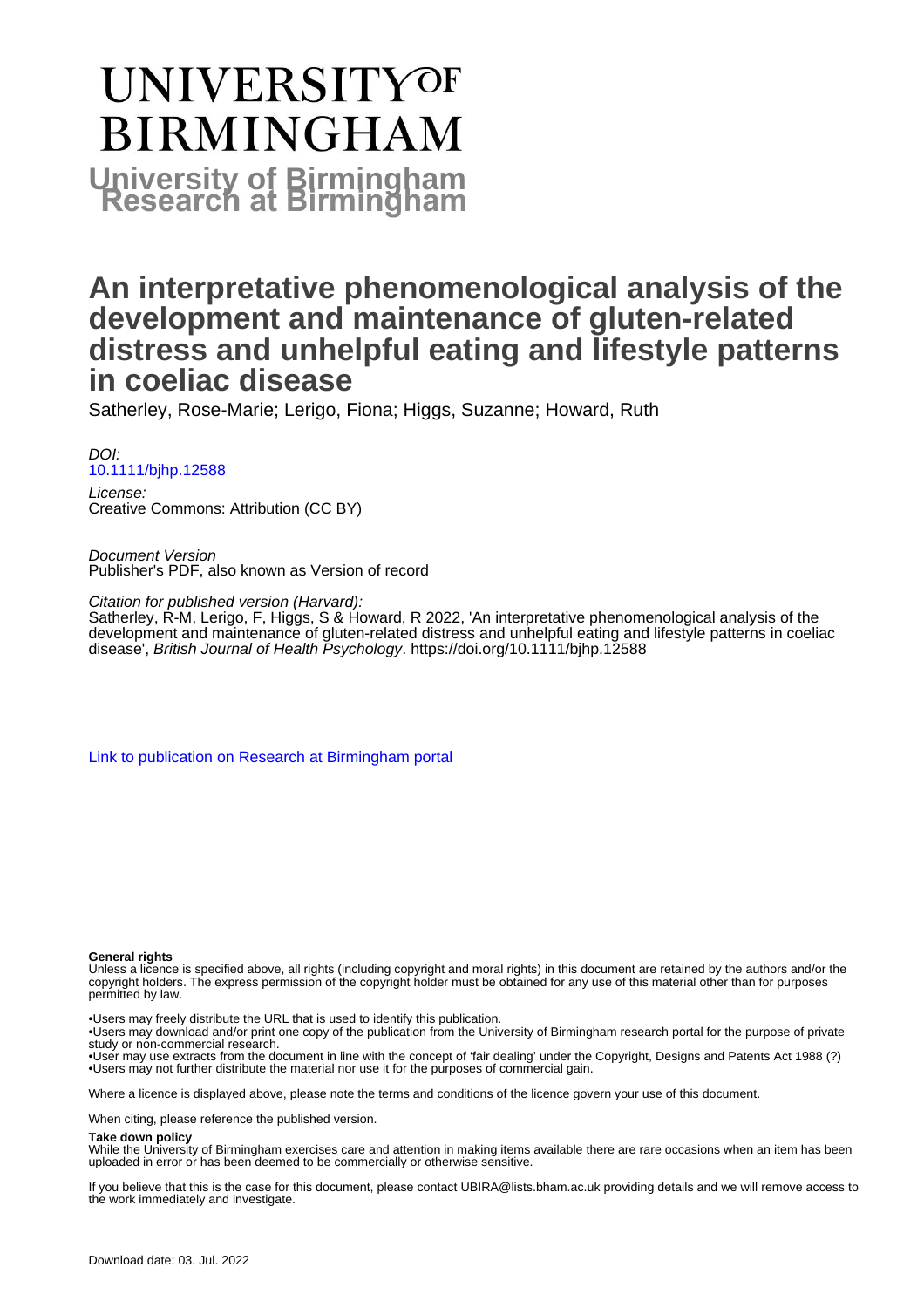# UNIVERSITY OF BIRMINGHAM

**University of Birmingham Research at Birmingham**

## An interpretative phenomenological analysis of the development and maintenance of gluten-related distress and unhelpful eating and lifestyle patterns in coeliac disease

Satherley, Rose-Marie; Lerigo, Fiona; Higgs, Suzanne; Howard, Ruth

*DOI:*
10.1111/bjhp.12588

*License:*
Creative Commons: Attribution (CC BY)

*Document Version*
Publisher's PDF, also known as Version of record

*Citation for published version (Harvard):*
Satherley, R-M, Lerigo, F, Higgs, S & Howard, R 2022, 'An interpretative phenomenological analysis of the development and maintenance of gluten-related distress and unhelpful eating and lifestyle patterns in coeliac disease', *British Journal of Health Psychology*. https://doi.org/10.1111/bjhp.12588

Link to publication on Research at Birmingham portal

**General rights**
Unless a licence is specified above, all rights (including copyright and moral rights) in this document are retained by the authors and/or the copyright holders. The express permission of the copyright holder must be obtained for any use of this material other than for purposes permitted by law.

•Users may freely distribute the URL that is used to identify this publication.
•Users may download and/or print one copy of the publication from the University of Birmingham research portal for the purpose of private study or non-commercial research.
•User may use extracts from the document in line with the concept of 'fair dealing' under the Copyright, Designs and Patents Act 1988 (?)
•Users may not further distribute the material nor use it for the purposes of commercial gain.

Where a licence is displayed above, please note the terms and conditions of the licence govern your use of this document.

When citing, please reference the published version.

**Take down policy**
While the University of Birmingham exercises care and attention in making items available there are rare occasions when an item has been uploaded in error or has been deemed to be commercially or otherwise sensitive.

If you believe that this is the case for this document, please contact UBIRA@lists.bham.ac.uk providing details and we will remove access to the work immediately and investigate.

Download date: 03. Jul. 2022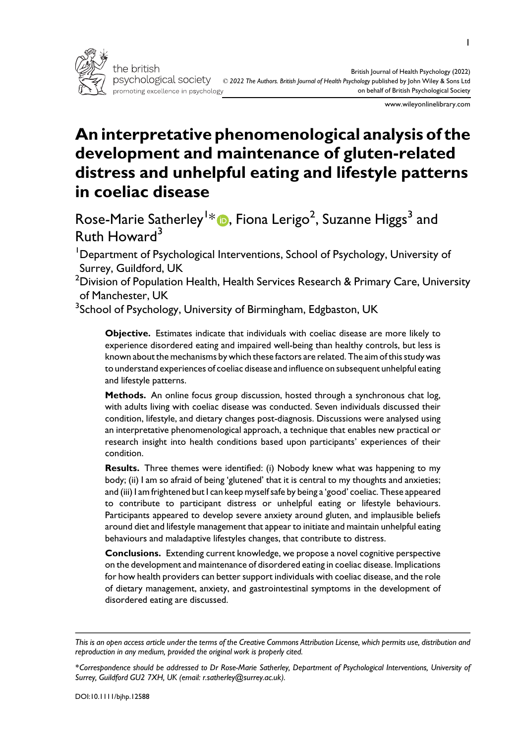# An interpretative phenomenological analysis of the development and maintenance of gluten-related distress and unhelpful eating and lifestyle patterns in coeliac disease

Rose-Marie Satherley[1]*, Fiona Lerigo[2], Suzanne Higgs[3] and Ruth Howard[3]

[1]Department of Psychological Interventions, School of Psychology, University of Surrey, Guildford, UK

[2]Division of Population Health, Health Services Research & Primary Care, University of Manchester, UK

[3]School of Psychology, University of Birmingham, Edgbaston, UK

**Objective.** Estimates indicate that individuals with coeliac disease are more likely to experience disordered eating and impaired well-being than healthy controls, but less is known about the mechanisms by which these factors are related. The aim of this study was to understand experiences of coeliac disease and influence on subsequent unhelpful eating and lifestyle patterns.

**Methods.** An online focus group discussion, hosted through a synchronous chat log, with adults living with coeliac disease was conducted. Seven individuals discussed their condition, lifestyle, and dietary changes post-diagnosis. Discussions were analysed using an interpretative phenomenological approach, a technique that enables new practical or research insight into health conditions based upon participants' experiences of their condition.

**Results.** Three themes were identified: (i) Nobody knew what was happening to my body; (ii) I am so afraid of being 'glutened' that it is central to my thoughts and anxieties; and (iii) I am frightened but I can keep myself safe by being a 'good' coeliac. These appeared to contribute to participant distress or unhelpful eating or lifestyle behaviours. Participants appeared to develop severe anxiety around gluten, and implausible beliefs around diet and lifestyle management that appear to initiate and maintain unhelpful eating behaviours and maladaptive lifestyles changes, that contribute to distress.

**Conclusions.** Extending current knowledge, we propose a novel cognitive perspective on the development and maintenance of disordered eating in coeliac disease. Implications for how health providers can better support individuals with coeliac disease, and the role of dietary management, anxiety, and gastrointestinal symptoms in the development of disordered eating are discussed.

*This is an open access article under the terms of the Creative Commons Attribution License, which permits use, distribution and reproduction in any medium, provided the original work is properly cited.*

**Correspondence should be addressed to Dr Rose-Marie Satherley, Department of Psychological Interventions, University of Surrey, Guildford GU2 7XH, UK (email: r.satherley@surrey.ac.uk).*

DOI:10.1111/bjhp.12588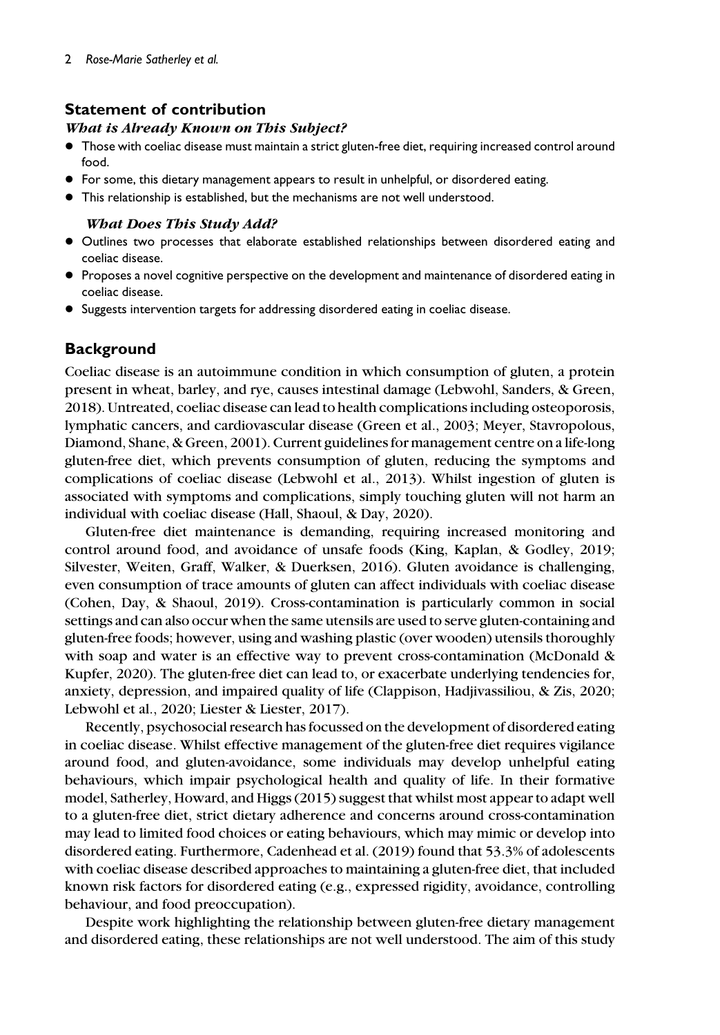## Statement of contribution

### *What is Already Known on This Subject?*

- Those with coeliac disease must maintain a strict gluten-free diet, requiring increased control around food.
- For some, this dietary management appears to result in unhelpful, or disordered eating.
- This relationship is established, but the mechanisms are not well understood.

### *What Does This Study Add?*

- Outlines two processes that elaborate established relationships between disordered eating and coeliac disease.
- Proposes a novel cognitive perspective on the development and maintenance of disordered eating in coeliac disease.
- Suggests intervention targets for addressing disordered eating in coeliac disease.

## Background

Coeliac disease is an autoimmune condition in which consumption of gluten, a protein present in wheat, barley, and rye, causes intestinal damage (Lebwohl, Sanders, & Green, 2018). Untreated, coeliac disease can lead to health complications including osteoporosis, lymphatic cancers, and cardiovascular disease (Green et al., 2003; Meyer, Stavropolous, Diamond, Shane, & Green, 2001). Current guidelines for management centre on a life-long gluten-free diet, which prevents consumption of gluten, reducing the symptoms and complications of coeliac disease (Lebwohl et al., 2013). Whilst ingestion of gluten is associated with symptoms and complications, simply touching gluten will not harm an individual with coeliac disease (Hall, Shaoul, & Day, 2020).

Gluten-free diet maintenance is demanding, requiring increased monitoring and control around food, and avoidance of unsafe foods (King, Kaplan, & Godley, 2019; Silvester, Weiten, Graff, Walker, & Duerksen, 2016). Gluten avoidance is challenging, even consumption of trace amounts of gluten can affect individuals with coeliac disease (Cohen, Day, & Shaoul, 2019). Cross-contamination is particularly common in social settings and can also occur when the same utensils are used to serve gluten-containing and gluten-free foods; however, using and washing plastic (over wooden) utensils thoroughly with soap and water is an effective way to prevent cross-contamination (McDonald & Kupfer, 2020). The gluten-free diet can lead to, or exacerbate underlying tendencies for, anxiety, depression, and impaired quality of life (Clappison, Hadjivassiliou, & Zis, 2020; Lebwohl et al., 2020; Liester & Liester, 2017).

Recently, psychosocial research has focussed on the development of disordered eating in coeliac disease. Whilst effective management of the gluten-free diet requires vigilance around food, and gluten-avoidance, some individuals may develop unhelpful eating behaviours, which impair psychological health and quality of life. In their formative model, Satherley, Howard, and Higgs (2015) suggest that whilst most appear to adapt well to a gluten-free diet, strict dietary adherence and concerns around cross-contamination may lead to limited food choices or eating behaviours, which may mimic or develop into disordered eating. Furthermore, Cadenhead et al. (2019) found that 53.3% of adolescents with coeliac disease described approaches to maintaining a gluten-free diet, that included known risk factors for disordered eating (e.g., expressed rigidity, avoidance, controlling behaviour, and food preoccupation).

Despite work highlighting the relationship between gluten-free dietary management and disordered eating, these relationships are not well understood. The aim of this study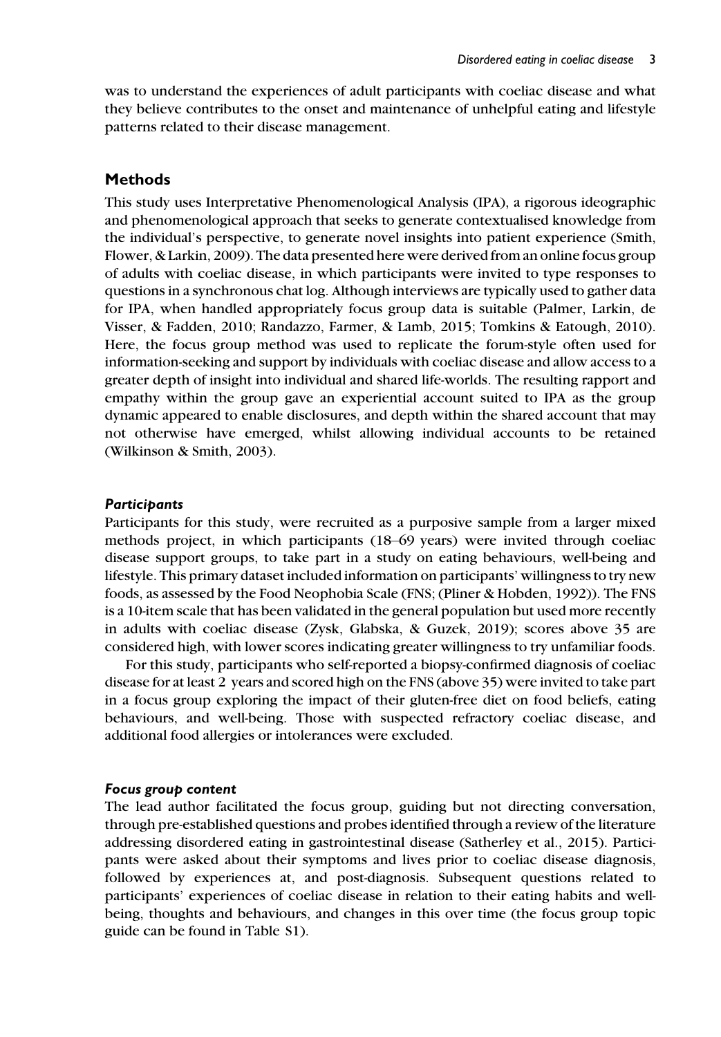was to understand the experiences of adult participants with coeliac disease and what they believe contributes to the onset and maintenance of unhelpful eating and lifestyle patterns related to their disease management.

## Methods

This study uses Interpretative Phenomenological Analysis (IPA), a rigorous ideographic and phenomenological approach that seeks to generate contextualised knowledge from the individual's perspective, to generate novel insights into patient experience (Smith, Flower, & Larkin, 2009). The data presented here were derived from an online focus group of adults with coeliac disease, in which participants were invited to type responses to questions in a synchronous chat log. Although interviews are typically used to gather data for IPA, when handled appropriately focus group data is suitable (Palmer, Larkin, de Visser, & Fadden, 2010; Randazzo, Farmer, & Lamb, 2015; Tomkins & Eatough, 2010). Here, the focus group method was used to replicate the forum-style often used for information-seeking and support by individuals with coeliac disease and allow access to a greater depth of insight into individual and shared life-worlds. The resulting rapport and empathy within the group gave an experiential account suited to IPA as the group dynamic appeared to enable disclosures, and depth within the shared account that may not otherwise have emerged, whilst allowing individual accounts to be retained (Wilkinson & Smith, 2003).

### *Participants*

Participants for this study, were recruited as a purposive sample from a larger mixed methods project, in which participants (18–69 years) were invited through coeliac disease support groups, to take part in a study on eating behaviours, well-being and lifestyle. This primary dataset included information on participants' willingness to try new foods, as assessed by the Food Neophobia Scale (FNS; (Pliner & Hobden, 1992)). The FNS is a 10-item scale that has been validated in the general population but used more recently in adults with coeliac disease (Zysk, Glabska, & Guzek, 2019); scores above 35 are considered high, with lower scores indicating greater willingness to try unfamiliar foods.

For this study, participants who self-reported a biopsy-confirmed diagnosis of coeliac disease for at least 2 years and scored high on the FNS (above 35) were invited to take part in a focus group exploring the impact of their gluten-free diet on food beliefs, eating behaviours, and well-being. Those with suspected refractory coeliac disease, and additional food allergies or intolerances were excluded.

### *Focus group content*

The lead author facilitated the focus group, guiding but not directing conversation, through pre-established questions and probes identified through a review of the literature addressing disordered eating in gastrointestinal disease (Satherley et al., 2015). Participants were asked about their symptoms and lives prior to coeliac disease diagnosis, followed by experiences at, and post-diagnosis. Subsequent questions related to participants' experiences of coeliac disease in relation to their eating habits and well-being, thoughts and behaviours, and changes in this over time (the focus group topic guide can be found in Table S1).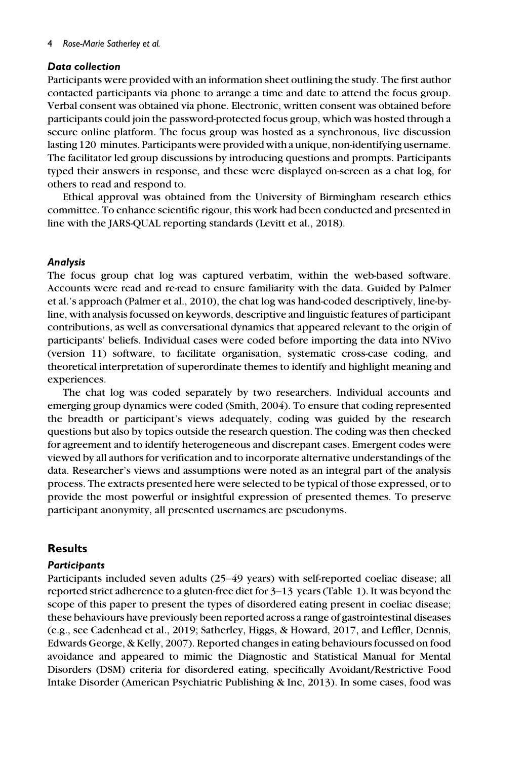### *Data collection*

Participants were provided with an information sheet outlining the study. The first author contacted participants via phone to arrange a time and date to attend the focus group. Verbal consent was obtained via phone. Electronic, written consent was obtained before participants could join the password-protected focus group, which was hosted through a secure online platform. The focus group was hosted as a synchronous, live discussion lasting 120 minutes. Participants were provided with a unique, non-identifying username. The facilitator led group discussions by introducing questions and prompts. Participants typed their answers in response, and these were displayed on-screen as a chat log, for others to read and respond to.

Ethical approval was obtained from the University of Birmingham research ethics committee. To enhance scientific rigour, this work had been conducted and presented in line with the JARS-QUAL reporting standards (Levitt et al., 2018).

### *Analysis*

The focus group chat log was captured verbatim, within the web-based software. Accounts were read and re-read to ensure familiarity with the data. Guided by Palmer et al.'s approach (Palmer et al., 2010), the chat log was hand-coded descriptively, line-by-line, with analysis focussed on keywords, descriptive and linguistic features of participant contributions, as well as conversational dynamics that appeared relevant to the origin of participants' beliefs. Individual cases were coded before importing the data into NVivo (version 11) software, to facilitate organisation, systematic cross-case coding, and theoretical interpretation of superordinate themes to identify and highlight meaning and experiences.

The chat log was coded separately by two researchers. Individual accounts and emerging group dynamics were coded (Smith, 2004). To ensure that coding represented the breadth or participant's views adequately, coding was guided by the research questions but also by topics outside the research question. The coding was then checked for agreement and to identify heterogeneous and discrepant cases. Emergent codes were viewed by all authors for verification and to incorporate alternative understandings of the data. Researcher's views and assumptions were noted as an integral part of the analysis process. The extracts presented here were selected to be typical of those expressed, or to provide the most powerful or insightful expression of presented themes. To preserve participant anonymity, all presented usernames are pseudonyms.

## Results

### *Participants*

Participants included seven adults (25–49 years) with self-reported coeliac disease; all reported strict adherence to a gluten-free diet for 3–13 years (Table 1). It was beyond the scope of this paper to present the types of disordered eating present in coeliac disease; these behaviours have previously been reported across a range of gastrointestinal diseases (e.g., see Cadenhead et al., 2019; Satherley, Higgs, & Howard, 2017, and Leffler, Dennis, Edwards George, & Kelly, 2007). Reported changes in eating behaviours focussed on food avoidance and appeared to mimic the Diagnostic and Statistical Manual for Mental Disorders (DSM) criteria for disordered eating, specifically Avoidant/Restrictive Food Intake Disorder (American Psychiatric Publishing & Inc, 2013). In some cases, food was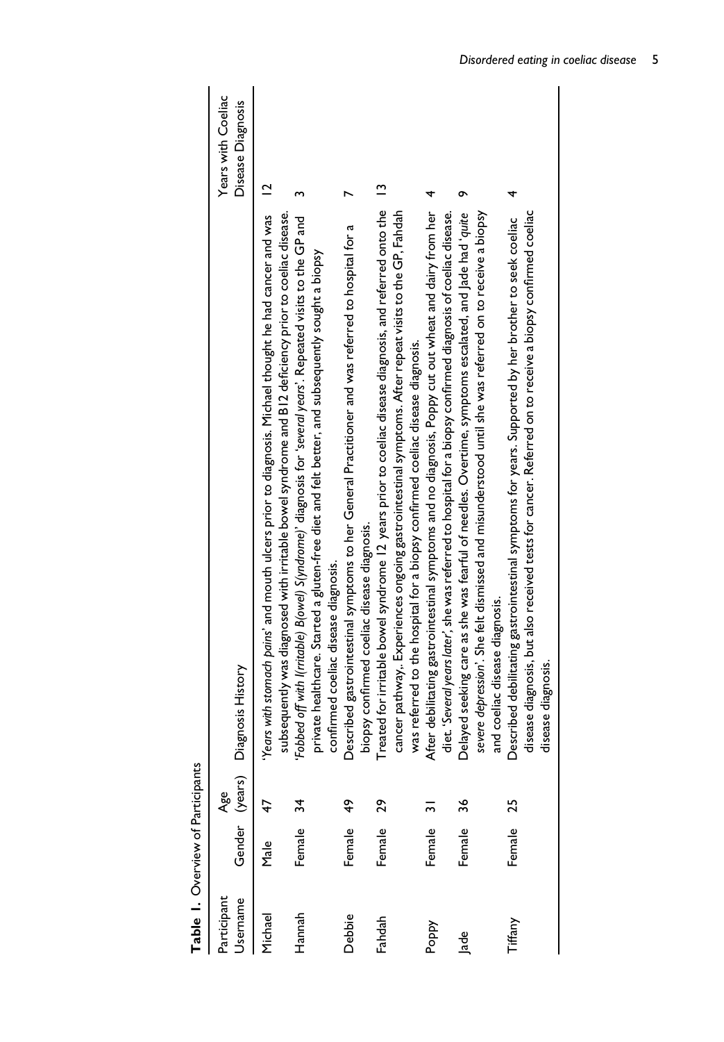**Table 1.** Overview of Participants

| Participant Username | Gender | Age (years) | Diagnosis History | Years with Coeliac Disease Diagnosis |
|---|---|---|---|---|
| Michael | Male | 47 | '*Years with stomach pains*' and mouth ulcers prior to diagnosis. Michael thought he had cancer and was subsequently was diagnosed with irritable bowel syndrome and B12 deficiency prior to coeliac disease. | 12 |
| Hannah | Female | 34 | '*Fobbed off with I(rritable) B(owel) S(yndrome)*' diagnosis for '*several years*'. Repeated visits to the GP and private healthcare. Started a gluten-free diet and felt better, and subsequently sought a biopsy confirmed coeliac disease diagnosis. | 3 |
| Debbie | Female | 49 | Described gastrointestinal symptoms to her General Practitioner and was referred to hospital for a biopsy confirmed coeliac disease diagnosis. | 7 |
| Fahdah | Female | 29 | Treated for irritable bowel syndrome 12 years prior to coeliac disease diagnosis, and referred onto the cancer pathway,. Experiences ongoing gastrointestinal symptoms. After repeat visits to the GP, Fahdah was referred to the hospital for a biopsy confirmed coeliac disease diagnosis. | 13 |
| Poppy | Female | 31 | After debilitating gastrointestinal symptoms and no diagnosis, Poppy cut out wheat and dairy from her diet. '*Several years later*', she was referred to hospital for a biopsy confirmed diagnosis of coeliac disease. | 4 |
| Jade | Female | 36 | Delayed seeking care as she was fearful of needles. Overtime, symptoms escalated, and Jade had '*quite severe depression*'. She felt dismissed and misunderstood until she was referred on to receive a biopsy and coeliac disease diagnosis. | 9 |
| Tiffany | Female | 25 | Described debilitating gastrointestinal symptoms for years. Supported by her brother to seek coeliac disease diagnosis, but also received tests for cancer. Referred on to receive a biopsy confirmed coeliac disease diagnosis. | 4 |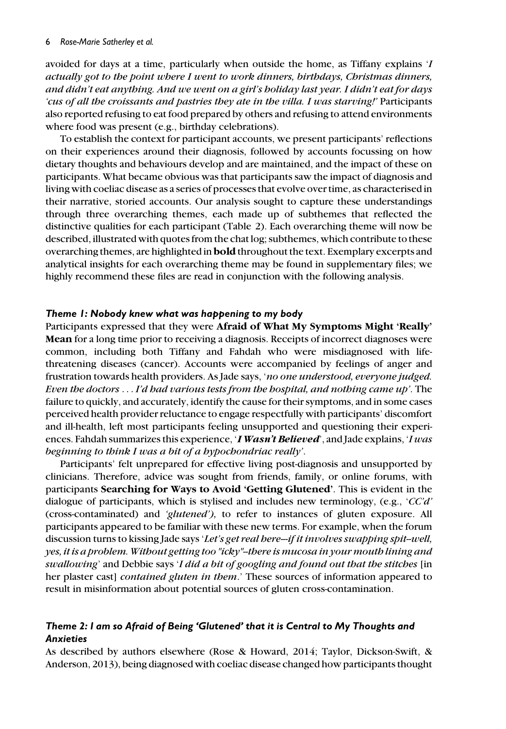avoided for days at a time, particularly when outside the home, as Tiffany explains '*I actually got to the point where I went to work dinners, birthdays, Christmas dinners, and didn't eat anything. And we went on a girl's holiday last year. I didn't eat for days 'cus of all the croissants and pastries they ate in the villa. I was starving!*' Participants also reported refusing to eat food prepared by others and refusing to attend environments where food was present (e.g., birthday celebrations).

To establish the context for participant accounts, we present participants' reflections on their experiences around their diagnosis, followed by accounts focussing on how dietary thoughts and behaviours develop and are maintained, and the impact of these on participants. What became obvious was that participants saw the impact of diagnosis and living with coeliac disease as a series of processes that evolve over time, as characterised in their narrative, storied accounts. Our analysis sought to capture these understandings through three overarching themes, each made up of subthemes that reflected the distinctive qualities for each participant (Table 2). Each overarching theme will now be described, illustrated with quotes from the chat log; subthemes, which contribute to these overarching themes, are highlighted in **bold** throughout the text. Exemplary excerpts and analytical insights for each overarching theme may be found in supplementary files; we highly recommend these files are read in conjunction with the following analysis.

### *Theme 1: Nobody knew what was happening to my body*

Participants expressed that they were **Afraid of What My Symptoms Might 'Really' Mean** for a long time prior to receiving a diagnosis. Receipts of incorrect diagnoses were common, including both Tiffany and Fahdah who were misdiagnosed with life-threatening diseases (cancer). Accounts were accompanied by feelings of anger and frustration towards health providers. As Jade says, '*no one understood, everyone judged. Even the doctors . . . I'd had various tests from the hospital, and nothing came up*'. The failure to quickly, and accurately, identify the cause for their symptoms, and in some cases perceived health provider reluctance to engage respectfully with participants' discomfort and ill-health, left most participants feeling unsupported and questioning their experiences. Fahdah summarizes this experience, '***I Wasn't Believed***', and Jade explains, '*I was beginning to think I was a bit of a hypochondriac really*'.

Participants' felt unprepared for effective living post-diagnosis and unsupported by clinicians. Therefore, advice was sought from friends, family, or online forums, with participants **Searching for Ways to Avoid 'Getting Glutened'**. This is evident in the dialogue of participants, which is stylised and includes new terminology, (e.g., '*CC'd*' (cross-contaminated) and *'glutened')*, to refer to instances of gluten exposure. All participants appeared to be familiar with these new terms. For example, when the forum discussion turns to kissing Jade says '*Let's get real here—if it involves swapping spit–well, yes, it is a problem. Without getting too "icky"–there is mucosa in your mouth lining and swallowing*' and Debbie says '*I did a bit of googling and found out that the stitches* [in her plaster cast] *contained gluten in them*.' These sources of information appeared to result in misinformation about potential sources of gluten cross-contamination.

### *Theme 2: I am so Afraid of Being 'Glutened' that it is Central to My Thoughts and Anxieties*

As described by authors elsewhere (Rose & Howard, 2014; Taylor, Dickson-Swift, & Anderson, 2013), being diagnosed with coeliac disease changed how participants thought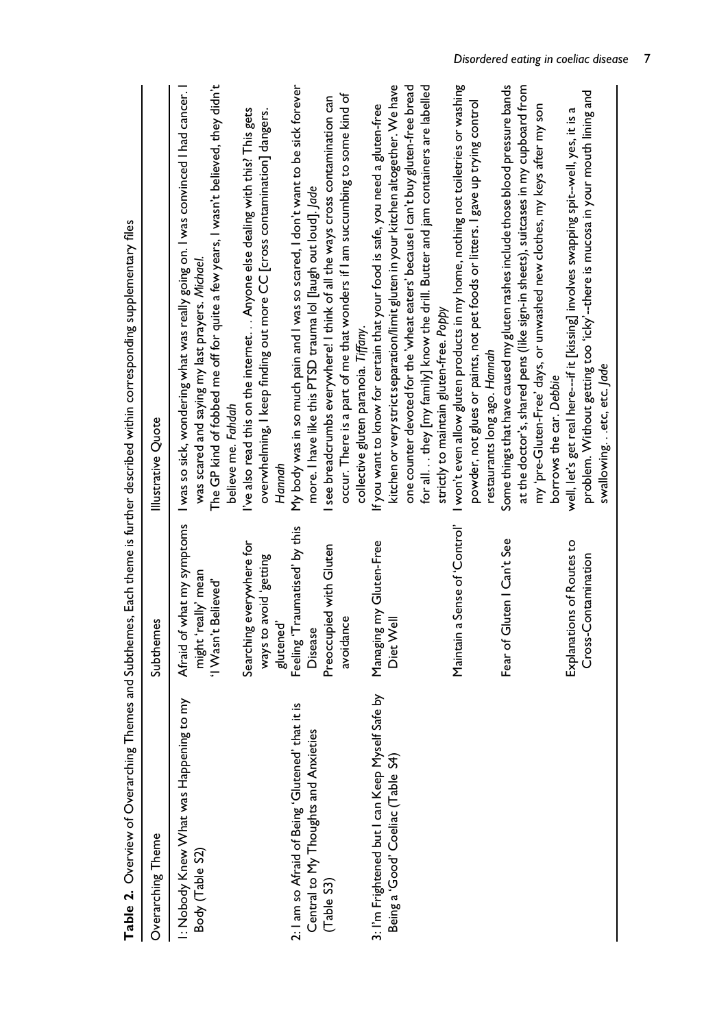**Table 2.** Overview of Overarching Themes and Subthemes, Each theme is further described within corresponding supplementary files

| Overarching Theme | Subthemes | Illustrative Quote |
|---|---|---|
| 1: Nobody Knew What was Happening to my Body (Table S2) | Afraid of what my symptoms might 'really' mean | I was so sick, wondering what was really going on. I was convinced I had cancer. I was scared and saying my last prayers. *Michael.* |
| | 'I Wasn't Believed' | The GP kind of fobbed me off for quite a few years, I wasn't believed, they didn't believe me. *Fahdah* |
| | Searching everywhere for ways to avoid 'getting glutened' | I've also read this on the internet. . . Anyone else dealing with this? This gets overwhelming, I keep finding out more CC [cross contamination] dangers. *Hannah* |
| 2: I am so Afraid of Being 'Glutened' that it is Central to My Thoughts and Anxieties (Table S3) | Feeling 'Traumatised' by this Disease | My body was in so much pain and I was so scared, I don't want to be sick forever more. I have like this PTSD trauma lol [laugh out loud]. *Jade* |
| | Preoccupied with Gluten avoidance | I see breadcrumbs everywhere! I think of all the ways cross contamination can occur. There is a part of me that wonders if I am succumbing to some kind of collective gluten paranoia. *Tiffany.* |
| 3: I'm Frightened but I can Keep Myself Safe by Being a 'Good' Coeliac (Table S4) | Managing my Gluten-Free Diet Well | If you want to know for certain that your food is safe, you need a gluten-free kitchen or very strict separation/limit gluten in your kitchen altogether. We have one counter devoted for the 'wheat eaters' because I can't buy gluten-free bread for all. . . they [my family] know the drill. Butter and jam containers are labelled strictly to maintain gluten-free. *Poppy* |
| | Maintain a Sense of 'Control' | I won't even allow gluten products in my home, nothing not toiletries or washing powder, not glues or paints, not pet foods or litters. I gave up trying control restaurants long ago. *Hannah* |
| | Fear of Gluten I Can't See | Some things that have caused my gluten rashes include those blood pressure bands at the doctor's, shared pens (like sign-in sheets), suitcases in my cupboard from my 'pre-Gluten-Free' days, or unwashed new clothes, my keys after my son borrows the car. *Debbie* |
| | Explanations of Routes to Cross-Contamination | well, let's get real here---if it [kissing] involves swapping spit--well, yes, it is a problem. Without getting too 'icky'--there is mucosa in your mouth lining and swallowing. . .etc, etc. *Jade* |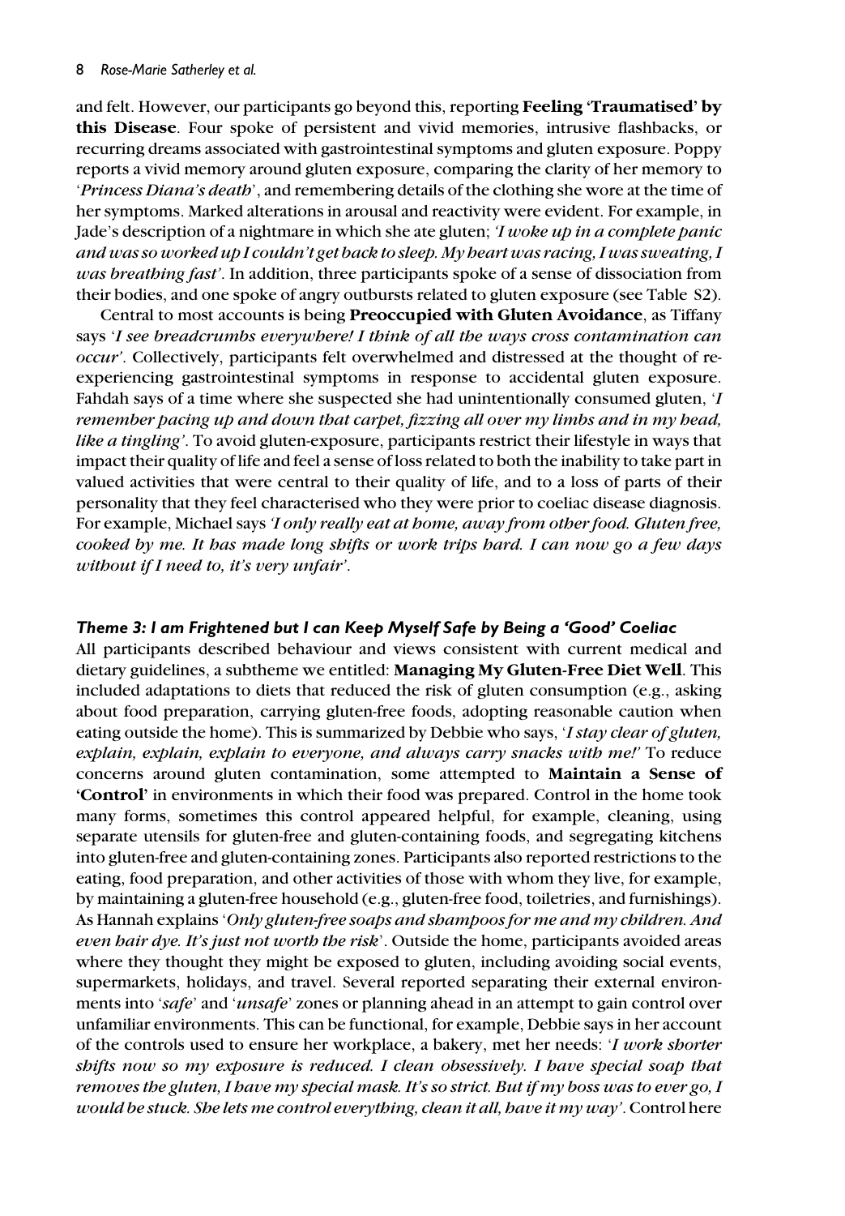and felt. However, our participants go beyond this, reporting **Feeling 'Traumatised' by this Disease**. Four spoke of persistent and vivid memories, intrusive flashbacks, or recurring dreams associated with gastrointestinal symptoms and gluten exposure. Poppy reports a vivid memory around gluten exposure, comparing the clarity of her memory to '*Princess Diana's death*', and remembering details of the clothing she wore at the time of her symptoms. Marked alterations in arousal and reactivity were evident. For example, in Jade's description of a nightmare in which she ate gluten; *'I woke up in a complete panic and was so worked up I couldn't get back to sleep. My heart was racing, I was sweating, I was breathing fast'*. In addition, three participants spoke of a sense of dissociation from their bodies, and one spoke of angry outbursts related to gluten exposure (see Table S2).

Central to most accounts is being **Preoccupied with Gluten Avoidance**, as Tiffany says '*I see breadcrumbs everywhere! I think of all the ways cross contamination can occur'*. Collectively, participants felt overwhelmed and distressed at the thought of re-experiencing gastrointestinal symptoms in response to accidental gluten exposure. Fahdah says of a time where she suspected she had unintentionally consumed gluten, '*I remember pacing up and down that carpet, fizzing all over my limbs and in my head, like a tingling'*. To avoid gluten-exposure, participants restrict their lifestyle in ways that impact their quality of life and feel a sense of loss related to both the inability to take part in valued activities that were central to their quality of life, and to a loss of parts of their personality that they feel characterised who they were prior to coeliac disease diagnosis. For example, Michael says *'I only really eat at home, away from other food. Gluten free, cooked by me. It has made long shifts or work trips hard. I can now go a few days without if I need to, it's very unfair'*.

### *Theme 3: I am Frightened but I can Keep Myself Safe by Being a 'Good' Coeliac*

All participants described behaviour and views consistent with current medical and dietary guidelines, a subtheme we entitled: **Managing My Gluten-Free Diet Well**. This included adaptations to diets that reduced the risk of gluten consumption (e.g., asking about food preparation, carrying gluten-free foods, adopting reasonable caution when eating outside the home). This is summarized by Debbie who says, '*I stay clear of gluten, explain, explain, explain to everyone, and always carry snacks with me!'* To reduce concerns around gluten contamination, some attempted to **Maintain a Sense of 'Control'** in environments in which their food was prepared. Control in the home took many forms, sometimes this control appeared helpful, for example, cleaning, using separate utensils for gluten-free and gluten-containing foods, and segregating kitchens into gluten-free and gluten-containing zones. Participants also reported restrictions to the eating, food preparation, and other activities of those with whom they live, for example, by maintaining a gluten-free household (e.g., gluten-free food, toiletries, and furnishings). As Hannah explains '*Only gluten-free soaps and shampoos for me and my children. And even hair dye. It's just not worth the risk*'. Outside the home, participants avoided areas where they thought they might be exposed to gluten, including avoiding social events, supermarkets, holidays, and travel. Several reported separating their external environments into '*safe*' and '*unsafe*' zones or planning ahead in an attempt to gain control over unfamiliar environments. This can be functional, for example, Debbie says in her account of the controls used to ensure her workplace, a bakery, met her needs: '*I work shorter shifts now so my exposure is reduced. I clean obsessively. I have special soap that removes the gluten, I have my special mask. It's so strict. But if my boss was to ever go, I would be stuck. She lets me control everything, clean it all, have it my way'*. Control here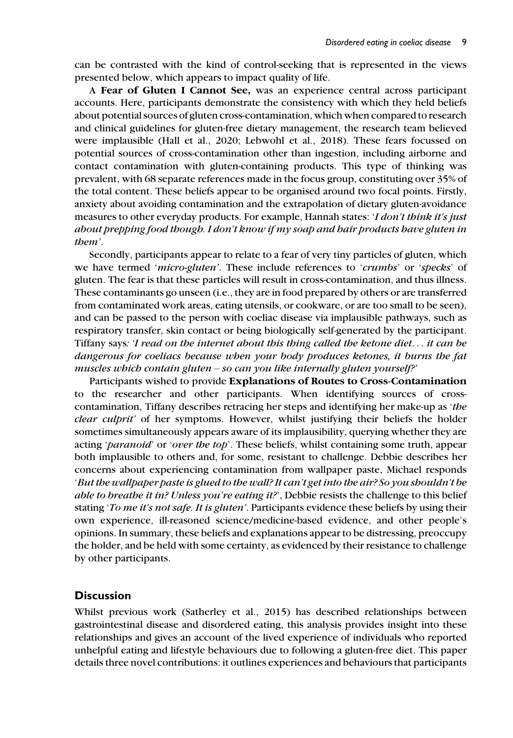can be contrasted with the kind of control-seeking that is represented in the views presented below, which appears to impact quality of life.

A **Fear of Gluten I Cannot See,** was an experience central across participant accounts. Here, participants demonstrate the consistency with which they held beliefs about potential sources of gluten cross-contamination, which when compared to research and clinical guidelines for gluten-free dietary management, the research team believed were implausible (Hall et al., 2020; Lebwohl et al., 2018). These fears focussed on potential sources of cross-contamination other than ingestion, including airborne and contact contamination with gluten-containing products. This type of thinking was prevalent, with 68 separate references made in the focus group, constituting over 35% of the total content. These beliefs appear to be organised around two focal points. Firstly, anxiety about avoiding contamination and the extrapolation of dietary gluten-avoidance measures to other everyday products. For example, Hannah states: '*I don't think it's just about prepping food though. I don't know if my soap and hair products have gluten in them*'.

Secondly, participants appear to relate to a fear of very tiny particles of gluten, which we have termed '*micro-gluten*'. These include references to '*crumbs*' or '*specks*' of gluten. The fear is that these particles will result in cross-contamination, and thus illness. These contaminants go unseen (i.e., they are in food prepared by others or are transferred from contaminated work areas, eating utensils, or cookware, or are too small to be seen), and can be passed to the person with coeliac disease via implausible pathways, such as respiratory transfer, skin contact or being biologically self-generated by the participant. Tiffany says*: 'I read on the internet about this thing called the ketone diet… it can be dangerous for coeliacs because when your body produces ketones, it burns the fat muscles which contain gluten – so can you like internally gluten yourself?'*

Participants wished to provide **Explanations of Routes to Cross-Contamination** to the researcher and other participants. When identifying sources of cross-contamination, Tiffany describes retracing her steps and identifying her make-up as '*the clear culprit*' of her symptoms. However, whilst justifying their beliefs the holder sometimes simultaneously appears aware of its implausibility, querying whether they are acting '*paranoid*' or '*over the top*'. These beliefs, whilst containing some truth, appear both implausible to others and, for some, resistant to challenge. Debbie describes her concerns about experiencing contamination from wallpaper paste, Michael responds '*But the wallpaper paste is glued to the wall? It can't get into the air? So you shouldn't be able to breathe it in? Unless you're eating it?*', Debbie resists the challenge to this belief stating '*To me it's not safe. It is gluten*'. Participants evidence these beliefs by using their own experience, ill-reasoned science/medicine-based evidence, and other people's opinions. In summary, these beliefs and explanations appear to be distressing, preoccupy the holder, and be held with some certainty, as evidenced by their resistance to challenge by other participants.

## Discussion

Whilst previous work (Satherley et al., 2015) has described relationships between gastrointestinal disease and disordered eating, this analysis provides insight into these relationships and gives an account of the lived experience of individuals who reported unhelpful eating and lifestyle behaviours due to following a gluten-free diet. This paper details three novel contributions: it outlines experiences and behaviours that participants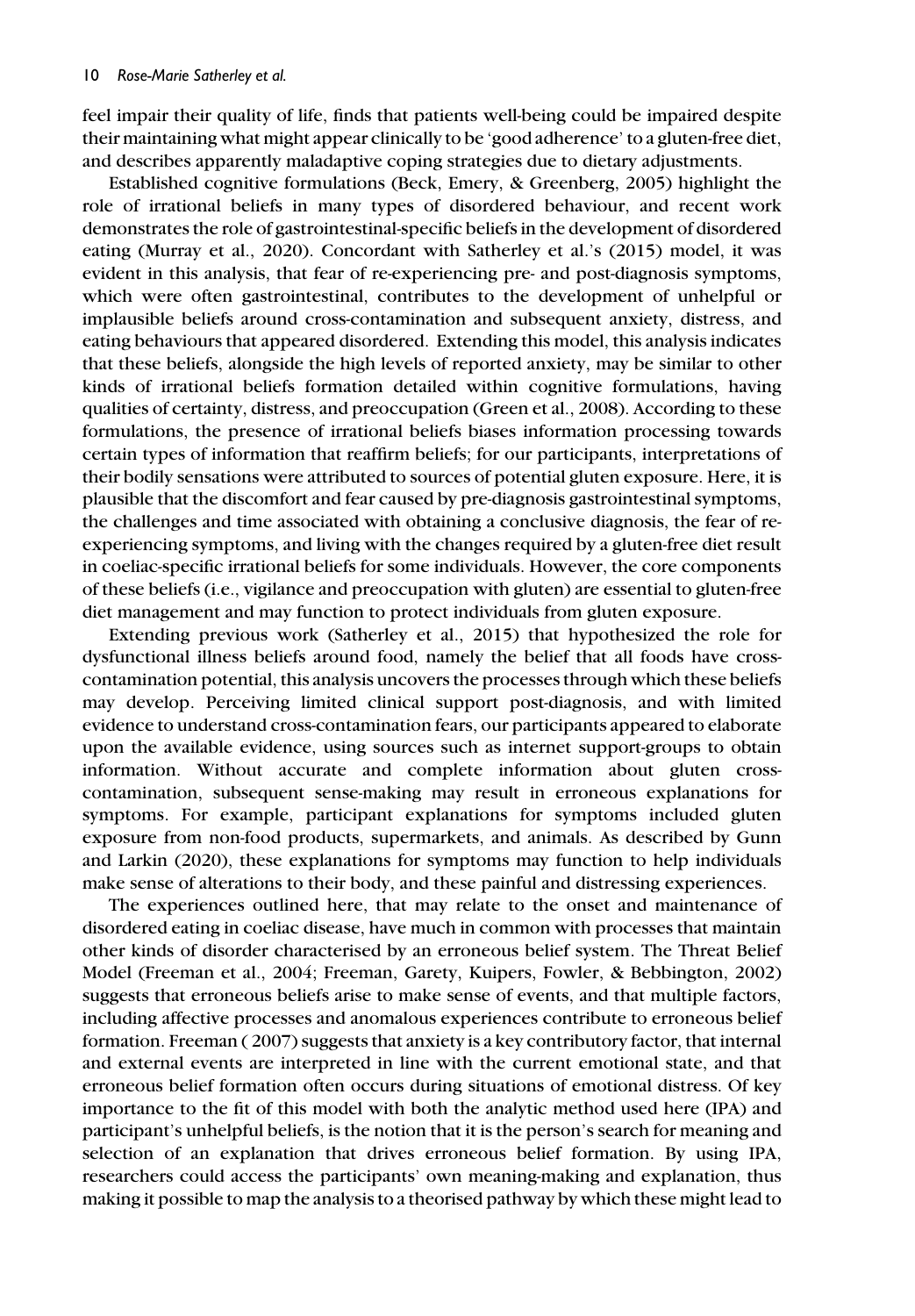feel impair their quality of life, finds that patients well-being could be impaired despite their maintaining what might appear clinically to be 'good adherence' to a gluten-free diet, and describes apparently maladaptive coping strategies due to dietary adjustments.

Established cognitive formulations (Beck, Emery, & Greenberg, 2005) highlight the role of irrational beliefs in many types of disordered behaviour, and recent work demonstrates the role of gastrointestinal-specific beliefs in the development of disordered eating (Murray et al., 2020). Concordant with Satherley et al.'s (2015) model, it was evident in this analysis, that fear of re-experiencing pre- and post-diagnosis symptoms, which were often gastrointestinal, contributes to the development of unhelpful or implausible beliefs around cross-contamination and subsequent anxiety, distress, and eating behaviours that appeared disordered. Extending this model, this analysis indicates that these beliefs, alongside the high levels of reported anxiety, may be similar to other kinds of irrational beliefs formation detailed within cognitive formulations, having qualities of certainty, distress, and preoccupation (Green et al., 2008). According to these formulations, the presence of irrational beliefs biases information processing towards certain types of information that reaffirm beliefs; for our participants, interpretations of their bodily sensations were attributed to sources of potential gluten exposure. Here, it is plausible that the discomfort and fear caused by pre-diagnosis gastrointestinal symptoms, the challenges and time associated with obtaining a conclusive diagnosis, the fear of re-experiencing symptoms, and living with the changes required by a gluten-free diet result in coeliac-specific irrational beliefs for some individuals. However, the core components of these beliefs (i.e., vigilance and preoccupation with gluten) are essential to gluten-free diet management and may function to protect individuals from gluten exposure.

Extending previous work (Satherley et al., 2015) that hypothesized the role for dysfunctional illness beliefs around food, namely the belief that all foods have cross-contamination potential, this analysis uncovers the processes through which these beliefs may develop. Perceiving limited clinical support post-diagnosis, and with limited evidence to understand cross-contamination fears, our participants appeared to elaborate upon the available evidence, using sources such as internet support-groups to obtain information. Without accurate and complete information about gluten cross-contamination, subsequent sense-making may result in erroneous explanations for symptoms. For example, participant explanations for symptoms included gluten exposure from non-food products, supermarkets, and animals. As described by Gunn and Larkin (2020), these explanations for symptoms may function to help individuals make sense of alterations to their body, and these painful and distressing experiences.

The experiences outlined here, that may relate to the onset and maintenance of disordered eating in coeliac disease, have much in common with processes that maintain other kinds of disorder characterised by an erroneous belief system. The Threat Belief Model (Freeman et al., 2004; Freeman, Garety, Kuipers, Fowler, & Bebbington, 2002) suggests that erroneous beliefs arise to make sense of events, and that multiple factors, including affective processes and anomalous experiences contribute to erroneous belief formation. Freeman ( 2007) suggests that anxiety is a key contributory factor, that internal and external events are interpreted in line with the current emotional state, and that erroneous belief formation often occurs during situations of emotional distress. Of key importance to the fit of this model with both the analytic method used here (IPA) and participant's unhelpful beliefs, is the notion that it is the person's search for meaning and selection of an explanation that drives erroneous belief formation. By using IPA, researchers could access the participants' own meaning-making and explanation, thus making it possible to map the analysis to a theorised pathway by which these might lead to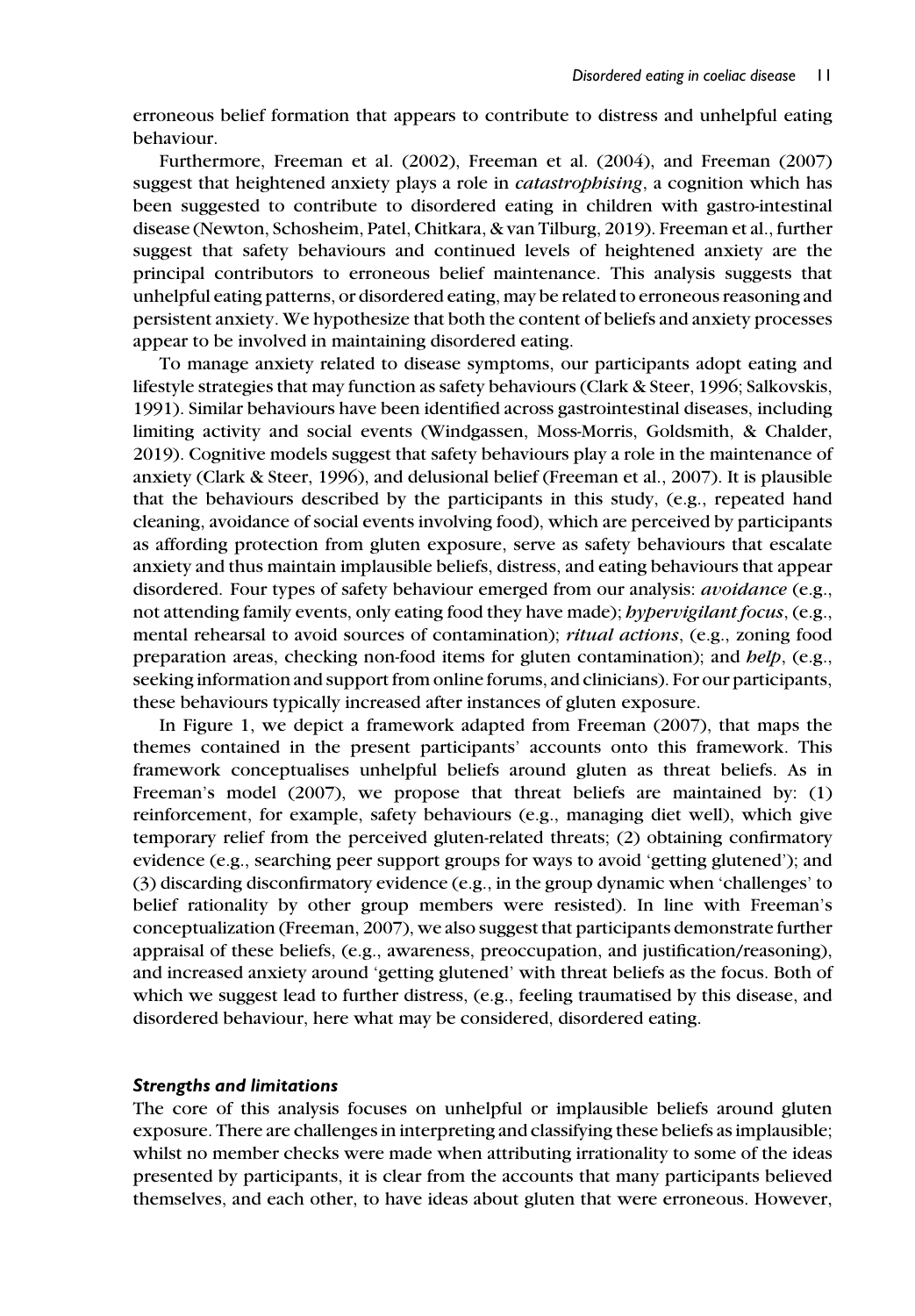erroneous belief formation that appears to contribute to distress and unhelpful eating behaviour.

Furthermore, Freeman et al. (2002), Freeman et al. (2004), and Freeman (2007) suggest that heightened anxiety plays a role in *catastrophising*, a cognition which has been suggested to contribute to disordered eating in children with gastro-intestinal disease (Newton, Schosheim, Patel, Chitkara, & van Tilburg, 2019). Freeman et al., further suggest that safety behaviours and continued levels of heightened anxiety are the principal contributors to erroneous belief maintenance. This analysis suggests that unhelpful eating patterns, or disordered eating, may be related to erroneous reasoning and persistent anxiety. We hypothesize that both the content of beliefs and anxiety processes appear to be involved in maintaining disordered eating.

To manage anxiety related to disease symptoms, our participants adopt eating and lifestyle strategies that may function as safety behaviours (Clark & Steer, 1996; Salkovskis, 1991). Similar behaviours have been identified across gastrointestinal diseases, including limiting activity and social events (Windgassen, Moss-Morris, Goldsmith, & Chalder, 2019). Cognitive models suggest that safety behaviours play a role in the maintenance of anxiety (Clark & Steer, 1996), and delusional belief (Freeman et al., 2007). It is plausible that the behaviours described by the participants in this study, (e.g., repeated hand cleaning, avoidance of social events involving food), which are perceived by participants as affording protection from gluten exposure, serve as safety behaviours that escalate anxiety and thus maintain implausible beliefs, distress, and eating behaviours that appear disordered. Four types of safety behaviour emerged from our analysis: ***avoidance*** (e.g., not attending family events, only eating food they have made); ***hypervigilant focus***, (e.g., mental rehearsal to avoid sources of contamination); ***ritual actions***, (e.g., zoning food preparation areas, checking non-food items for gluten contamination); and ***help***, (e.g., seeking information and support from online forums, and clinicians). For our participants, these behaviours typically increased after instances of gluten exposure.

In Figure 1, we depict a framework adapted from Freeman (2007), that maps the themes contained in the present participants' accounts onto this framework. This framework conceptualises unhelpful beliefs around gluten as threat beliefs. As in Freeman's model (2007), we propose that threat beliefs are maintained by: (1) reinforcement, for example, safety behaviours (e.g., managing diet well), which give temporary relief from the perceived gluten-related threats; (2) obtaining confirmatory evidence (e.g., searching peer support groups for ways to avoid 'getting glutened'); and (3) discarding disconfirmatory evidence (e.g., in the group dynamic when 'challenges' to belief rationality by other group members were resisted). In line with Freeman's conceptualization (Freeman, 2007), we also suggest that participants demonstrate further appraisal of these beliefs, (e.g., awareness, preoccupation, and justification/reasoning), and increased anxiety around 'getting glutened' with threat beliefs as the focus. Both of which we suggest lead to further distress, (e.g., feeling traumatised by this disease, and disordered behaviour, here what may be considered, disordered eating.

### *Strengths and limitations*

The core of this analysis focuses on unhelpful or implausible beliefs around gluten exposure. There are challenges in interpreting and classifying these beliefs as implausible; whilst no member checks were made when attributing irrationality to some of the ideas presented by participants, it is clear from the accounts that many participants believed themselves, and each other, to have ideas about gluten that were erroneous. However,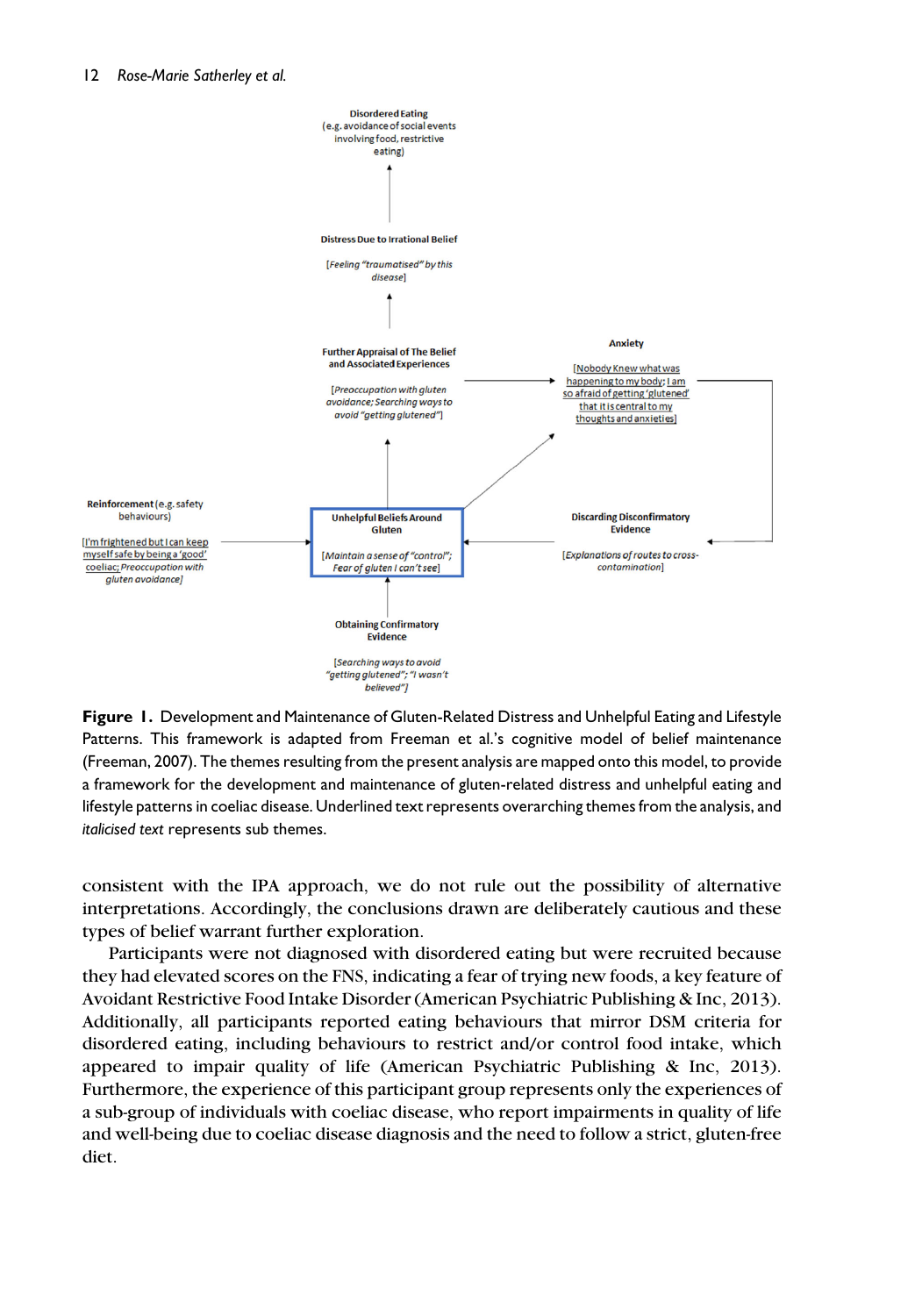**Disordered Eating** (e.g. avoidance of social events involving food, restrictive eating)

**Distress Due to Irrational Belief**

[*Feeling "traumatised" by this disease*]

**Further Appraisal of The Belief and Associated Experiences**

[*Preoccupation with gluten avoidance; Searching ways to avoid "getting glutened"*]

**Anxiety**

[Nobody Knew what was happening to my body; I am so afraid of getting 'glutened' that it is central to my thoughts and anxieties]

**Reinforcement** (e.g. safety behaviours)

[I'm frightened but I can keep myself safe by being a 'good' coeliac; *Preoccupation with gluten avoidance*]

**Unhelpful Beliefs Around Gluten**

[*Maintain a sense of "control"; Fear of gluten I can't see*]

**Discarding Disconfirmatory Evidence**

[*Explanations of routes to cross-contamination*]

**Obtaining Confirmatory Evidence**

[*Searching ways to avoid "getting glutened"; "I wasn't believed"*]

**Figure 1.** Development and Maintenance of Gluten-Related Distress and Unhelpful Eating and Lifestyle Patterns. This framework is adapted from Freeman et al.'s cognitive model of belief maintenance (Freeman, 2007). The themes resulting from the present analysis are mapped onto this model, to provide a framework for the development and maintenance of gluten-related distress and unhelpful eating and lifestyle patterns in coeliac disease. Underlined text represents overarching themes from the analysis, and *italicised text* represents sub themes.

consistent with the IPA approach, we do not rule out the possibility of alternative interpretations. Accordingly, the conclusions drawn are deliberately cautious and these types of belief warrant further exploration.

Participants were not diagnosed with disordered eating but were recruited because they had elevated scores on the FNS, indicating a fear of trying new foods, a key feature of Avoidant Restrictive Food Intake Disorder (American Psychiatric Publishing & Inc, 2013). Additionally, all participants reported eating behaviours that mirror DSM criteria for disordered eating, including behaviours to restrict and/or control food intake, which appeared to impair quality of life (American Psychiatric Publishing & Inc, 2013). Furthermore, the experience of this participant group represents only the experiences of a sub-group of individuals with coeliac disease, who report impairments in quality of life and well-being due to coeliac disease diagnosis and the need to follow a strict, gluten-free diet.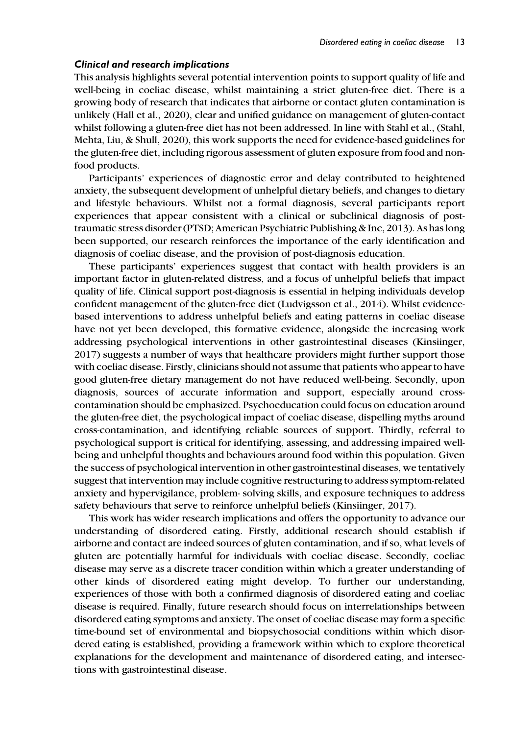### *Clinical and research implications*

This analysis highlights several potential intervention points to support quality of life and well-being in coeliac disease, whilst maintaining a strict gluten-free diet. There is a growing body of research that indicates that airborne or contact gluten contamination is unlikely (Hall et al., 2020), clear and unified guidance on management of gluten-contact whilst following a gluten-free diet has not been addressed. In line with Stahl et al., (Stahl, Mehta, Liu, & Shull, 2020), this work supports the need for evidence-based guidelines for the gluten-free diet, including rigorous assessment of gluten exposure from food and non-food products.

Participants' experiences of diagnostic error and delay contributed to heightened anxiety, the subsequent development of unhelpful dietary beliefs, and changes to dietary and lifestyle behaviours. Whilst not a formal diagnosis, several participants report experiences that appear consistent with a clinical or subclinical diagnosis of post-traumatic stress disorder (PTSD; American Psychiatric Publishing & Inc, 2013). As has long been supported, our research reinforces the importance of the early identification and diagnosis of coeliac disease, and the provision of post-diagnosis education.

These participants' experiences suggest that contact with health providers is an important factor in gluten-related distress, and a focus of unhelpful beliefs that impact quality of life. Clinical support post-diagnosis is essential in helping individuals develop confident management of the gluten-free diet (Ludvigsson et al., 2014). Whilst evidence-based interventions to address unhelpful beliefs and eating patterns in coeliac disease have not yet been developed, this formative evidence, alongside the increasing work addressing psychological interventions in other gastrointestinal diseases (Kinsiinger, 2017) suggests a number of ways that healthcare providers might further support those with coeliac disease. Firstly, clinicians should not assume that patients who appear to have good gluten-free dietary management do not have reduced well-being. Secondly, upon diagnosis, sources of accurate information and support, especially around cross-contamination should be emphasized. Psychoeducation could focus on education around the gluten-free diet, the psychological impact of coeliac disease, dispelling myths around cross-contamination, and identifying reliable sources of support. Thirdly, referral to psychological support is critical for identifying, assessing, and addressing impaired well-being and unhelpful thoughts and behaviours around food within this population. Given the success of psychological intervention in other gastrointestinal diseases, we tentatively suggest that intervention may include cognitive restructuring to address symptom-related anxiety and hypervigilance, problem- solving skills, and exposure techniques to address safety behaviours that serve to reinforce unhelpful beliefs (Kinsiinger, 2017).

This work has wider research implications and offers the opportunity to advance our understanding of disordered eating. Firstly, additional research should establish if airborne and contact are indeed sources of gluten contamination, and if so, what levels of gluten are potentially harmful for individuals with coeliac disease. Secondly, coeliac disease may serve as a discrete tracer condition within which a greater understanding of other kinds of disordered eating might develop. To further our understanding, experiences of those with both a confirmed diagnosis of disordered eating and coeliac disease is required. Finally, future research should focus on interrelationships between disordered eating symptoms and anxiety. The onset of coeliac disease may form a specific time-bound set of environmental and biopsychosocial conditions within which disordered eating is established, providing a framework within which to explore theoretical explanations for the development and maintenance of disordered eating, and intersections with gastrointestinal disease.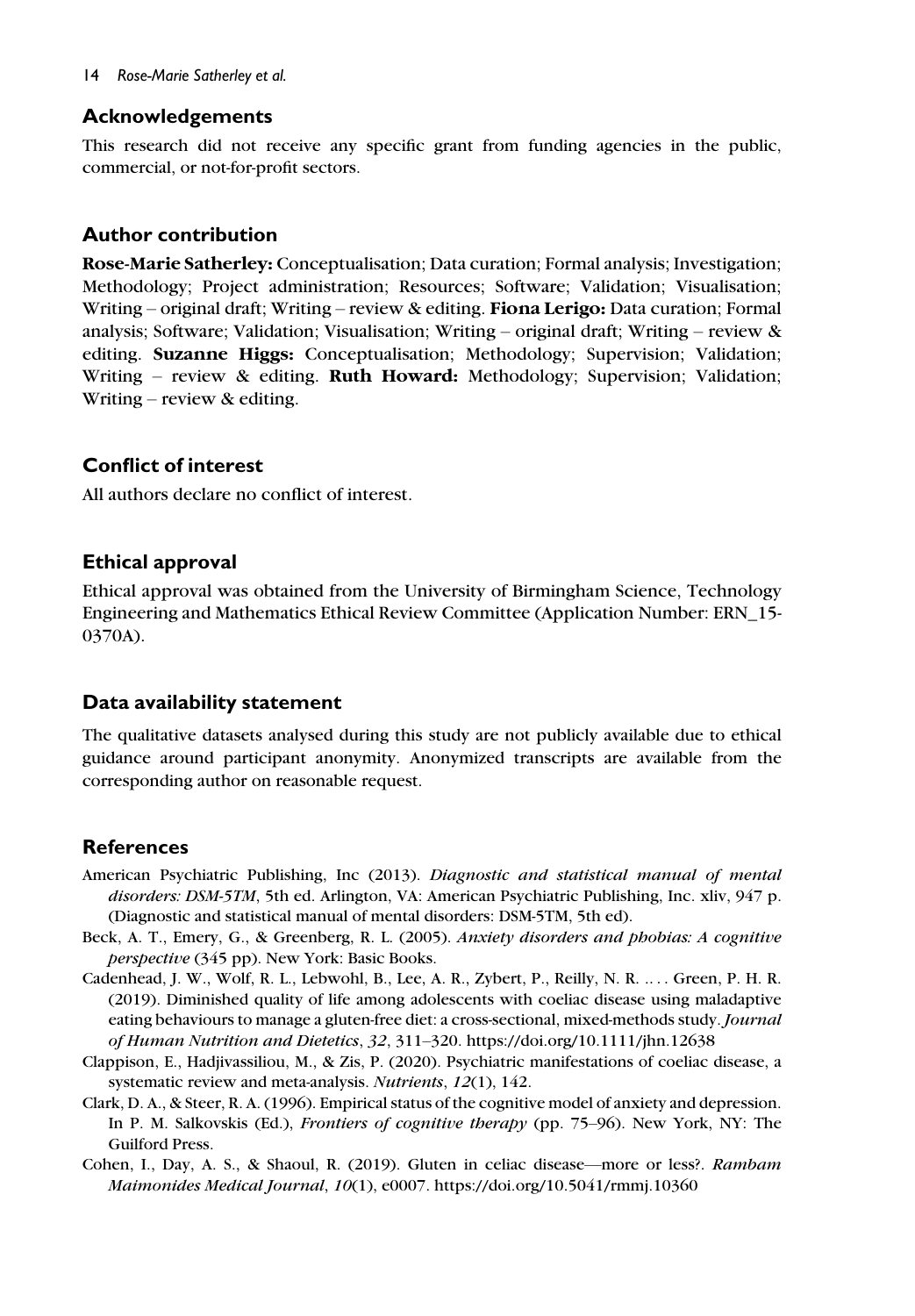## Acknowledgements

This research did not receive any specific grant from funding agencies in the public, commercial, or not-for-profit sectors.

## Author contribution

**Rose-Marie Satherley:** Conceptualisation; Data curation; Formal analysis; Investigation; Methodology; Project administration; Resources; Software; Validation; Visualisation; Writing – original draft; Writing – review & editing. **Fiona Lerigo:** Data curation; Formal analysis; Software; Validation; Visualisation; Writing – original draft; Writing – review & editing. **Suzanne Higgs:** Conceptualisation; Methodology; Supervision; Validation; Writing – review & editing. **Ruth Howard:** Methodology; Supervision; Validation; Writing – review & editing.

## Conflict of interest

All authors declare no conflict of interest.

## Ethical approval

Ethical approval was obtained from the University of Birmingham Science, Technology Engineering and Mathematics Ethical Review Committee (Application Number: ERN_15-0370A).

## Data availability statement

The qualitative datasets analysed during this study are not publicly available due to ethical guidance around participant anonymity. Anonymized transcripts are available from the corresponding author on reasonable request.

## References

American Psychiatric Publishing, Inc (2013). *Diagnostic and statistical manual of mental disorders: DSM-5TM*, 5th ed. Arlington, VA: American Psychiatric Publishing, Inc. xliv, 947 p. (Diagnostic and statistical manual of mental disorders: DSM-5TM, 5th ed).

Beck, A. T., Emery, G., & Greenberg, R. L. (2005). *Anxiety disorders and phobias: A cognitive perspective* (345 pp). New York: Basic Books.

Cadenhead, J. W., Wolf, R. L., Lebwohl, B., Lee, A. R., Zybert, P., Reilly, N. R. .. . . Green, P. H. R. (2019). Diminished quality of life among adolescents with coeliac disease using maladaptive eating behaviours to manage a gluten-free diet: a cross-sectional, mixed-methods study. *Journal of Human Nutrition and Dietetics*, *32*, 311–320. https://doi.org/10.1111/jhn.12638

Clappison, E., Hadjivassiliou, M., & Zis, P. (2020). Psychiatric manifestations of coeliac disease, a systematic review and meta-analysis. *Nutrients*, *12*(1), 142.

Clark, D. A., & Steer, R. A. (1996). Empirical status of the cognitive model of anxiety and depression. In P. M. Salkovskis (Ed.), *Frontiers of cognitive therapy* (pp. 75–96). New York, NY: The Guilford Press.

Cohen, I., Day, A. S., & Shaoul, R. (2019). Gluten in celiac disease—more or less?. *Rambam Maimonides Medical Journal*, *10*(1), e0007. https://doi.org/10.5041/rmmj.10360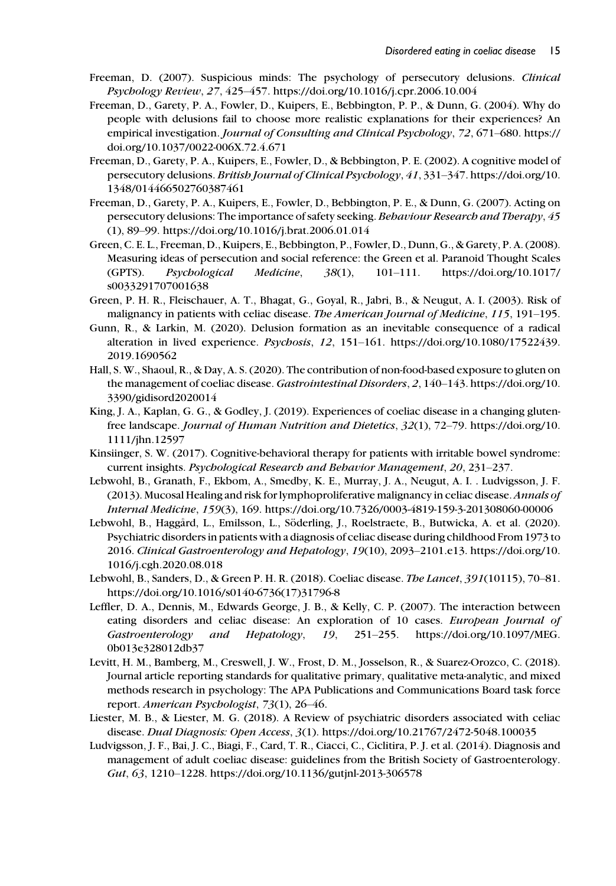Freeman, D. (2007). Suspicious minds: The psychology of persecutory delusions. *Clinical Psychology Review*, *27*, 425–457. https://doi.org/10.1016/j.cpr.2006.10.004

Freeman, D., Garety, P. A., Fowler, D., Kuipers, E., Bebbington, P. P., & Dunn, G. (2004). Why do people with delusions fail to choose more realistic explanations for their experiences? An empirical investigation. *Journal of Consulting and Clinical Psychology*, *72*, 671–680. https://doi.org/10.1037/0022-006X.72.4.671

Freeman, D., Garety, P. A., Kuipers, E., Fowler, D., & Bebbington, P. E. (2002). A cognitive model of persecutory delusions. *British Journal of Clinical Psychology*, *41*, 331–347. https://doi.org/10.1348/014466502760387461

Freeman, D., Garety, P. A., Kuipers, E., Fowler, D., Bebbington, P. E., & Dunn, G. (2007). Acting on persecutory delusions: The importance of safety seeking. *Behaviour Research and Therapy*, *45* (1), 89–99. https://doi.org/10.1016/j.brat.2006.01.014

Green, C. E. L., Freeman, D., Kuipers, E., Bebbington, P., Fowler, D., Dunn, G., & Garety, P. A. (2008). Measuring ideas of persecution and social reference: the Green et al. Paranoid Thought Scales (GPTS). *Psychological Medicine*, *38*(1), 101–111. https://doi.org/10.1017/s0033291707001638

Green, P. H. R., Fleischauer, A. T., Bhagat, G., Goyal, R., Jabri, B., & Neugut, A. I. (2003). Risk of malignancy in patients with celiac disease. *The American Journal of Medicine*, *115*, 191–195.

Gunn, R., & Larkin, M. (2020). Delusion formation as an inevitable consequence of a radical alteration in lived experience. *Psychosis*, *12*, 151–161. https://doi.org/10.1080/17522439.2019.1690562

Hall, S. W., Shaoul, R., & Day, A. S. (2020). The contribution of non-food-based exposure to gluten on the management of coeliac disease. *Gastrointestinal Disorders*, *2*, 140–143. https://doi.org/10.3390/gidisord2020014

King, J. A., Kaplan, G. G., & Godley, J. (2019). Experiences of coeliac disease in a changing gluten-free landscape. *Journal of Human Nutrition and Dietetics*, *32*(1), 72–79. https://doi.org/10.1111/jhn.12597

Kinsiinger, S. W. (2017). Cognitive-behavioral therapy for patients with irritable bowel syndrome: current insights. *Psychological Research and Behavior Management*, *20*, 231–237.

Lebwohl, B., Granath, F., Ekbom, A., Smedby, K. E., Murray, J. A., Neugut, A. I. . Ludvigsson, J. F. (2013). Mucosal Healing and risk for lymphoproliferative malignancy in celiac disease. *Annals of Internal Medicine*, *159*(3), 169. https://doi.org/10.7326/0003-4819-159-3-201308060-00006

Lebwohl, B., Haggård, L., Emilsson, L., Söderling, J., Roelstraete, B., Butwicka, A. et al. (2020). Psychiatric disorders in patients with a diagnosis of celiac disease during childhood From 1973 to 2016. *Clinical Gastroenterology and Hepatology*, *19*(10), 2093–2101.e13. https://doi.org/10.1016/j.cgh.2020.08.018

Lebwohl, B., Sanders, D., & Green P. H. R. (2018). Coeliac disease. *The Lancet*, *391*(10115), 70–81. https://doi.org/10.1016/s0140-6736(17)31796-8

Leffler, D. A., Dennis, M., Edwards George, J. B., & Kelly, C. P. (2007). The interaction between eating disorders and celiac disease: An exploration of 10 cases. *European Journal of Gastroenterology and Hepatology*, *19*, 251–255. https://doi.org/10.1097/MEG.0b013e328012db37

Levitt, H. M., Bamberg, M., Creswell, J. W., Frost, D. M., Josselson, R., & Suarez-Orozco, C. (2018). Journal article reporting standards for qualitative primary, qualitative meta-analytic, and mixed methods research in psychology: The APA Publications and Communications Board task force report. *American Psychologist*, *73*(1), 26–46.

Liester, M. B., & Liester, M. G. (2018). A Review of psychiatric disorders associated with celiac disease. *Dual Diagnosis: Open Access*, *3*(1). https://doi.org/10.21767/2472-5048.100035

Ludvigsson, J. F., Bai, J. C., Biagi, F., Card, T. R., Ciacci, C., Ciclitira, P. J. et al. (2014). Diagnosis and management of adult coeliac disease: guidelines from the British Society of Gastroenterology. *Gut*, *63*, 1210–1228. https://doi.org/10.1136/gutjnl-2013-306578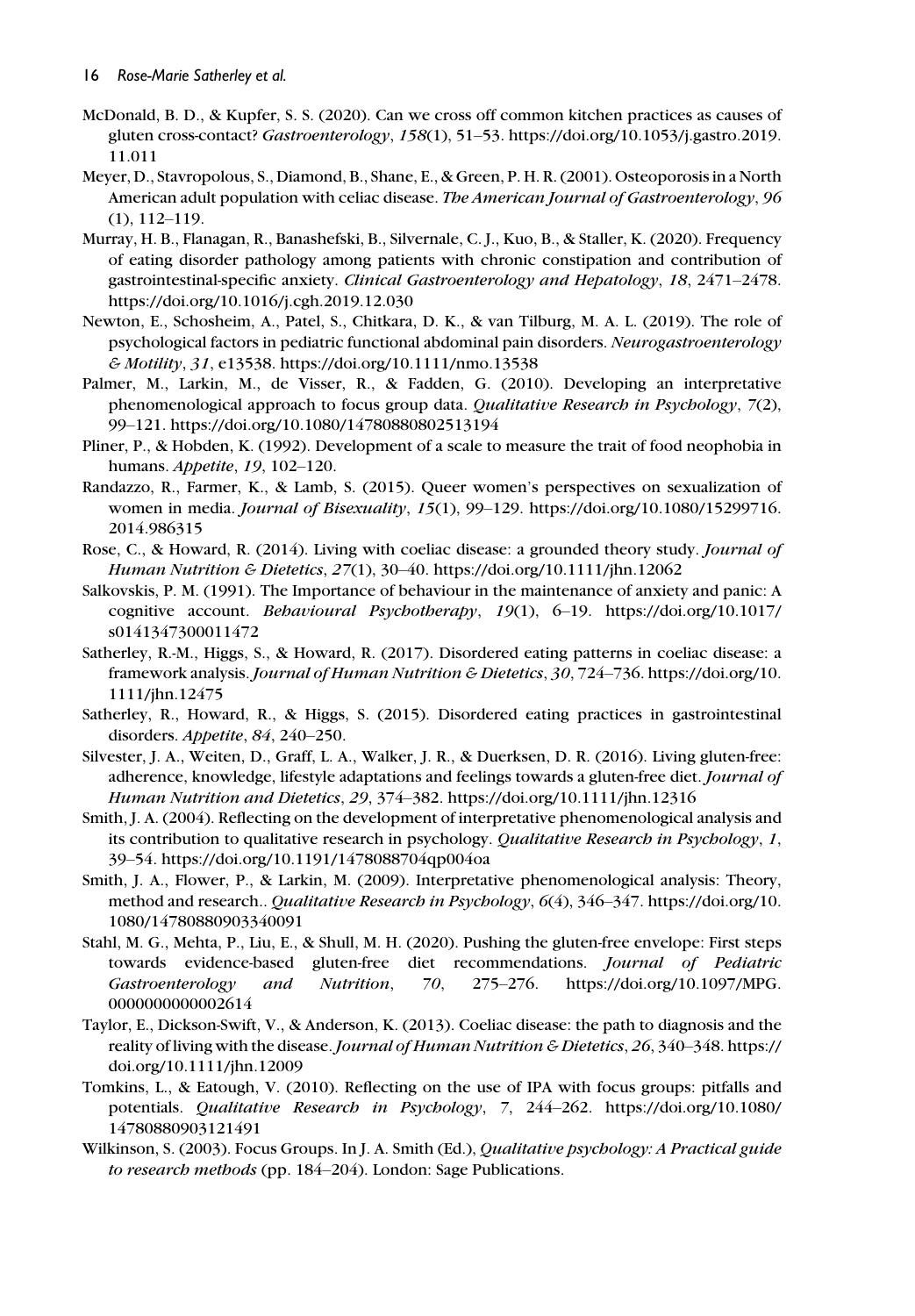McDonald, B. D., & Kupfer, S. S. (2020). Can we cross off common kitchen practices as causes of gluten cross-contact? *Gastroenterology*, *158*(1), 51–53. https://doi.org/10.1053/j.gastro.2019.11.011

Meyer, D., Stavropolous, S., Diamond, B., Shane, E., & Green, P. H. R. (2001). Osteoporosis in a North American adult population with celiac disease. *The American Journal of Gastroenterology*, *96* (1), 112–119.

Murray, H. B., Flanagan, R., Banashefski, B., Silvernale, C. J., Kuo, B., & Staller, K. (2020). Frequency of eating disorder pathology among patients with chronic constipation and contribution of gastrointestinal-specific anxiety. *Clinical Gastroenterology and Hepatology*, *18*, 2471–2478. https://doi.org/10.1016/j.cgh.2019.12.030

Newton, E., Schosheim, A., Patel, S., Chitkara, D. K., & van Tilburg, M. A. L. (2019). The role of psychological factors in pediatric functional abdominal pain disorders. *Neurogastroenterology & Motility*, *31*, e13538. https://doi.org/10.1111/nmo.13538

Palmer, M., Larkin, M., de Visser, R., & Fadden, G. (2010). Developing an interpretative phenomenological approach to focus group data. *Qualitative Research in Psychology*, *7*(2), 99–121. https://doi.org/10.1080/14780880802513194

Pliner, P., & Hobden, K. (1992). Development of a scale to measure the trait of food neophobia in humans. *Appetite*, *19*, 102–120.

Randazzo, R., Farmer, K., & Lamb, S. (2015). Queer women's perspectives on sexualization of women in media. *Journal of Bisexuality*, *15*(1), 99–129. https://doi.org/10.1080/15299716.2014.986315

Rose, C., & Howard, R. (2014). Living with coeliac disease: a grounded theory study. *Journal of Human Nutrition & Dietetics*, *27*(1), 30–40. https://doi.org/10.1111/jhn.12062

Salkovskis, P. M. (1991). The Importance of behaviour in the maintenance of anxiety and panic: A cognitive account. *Behavioural Psychotherapy*, *19*(1), 6–19. https://doi.org/10.1017/s0141347300011472

Satherley, R.-M., Higgs, S., & Howard, R. (2017). Disordered eating patterns in coeliac disease: a framework analysis. *Journal of Human Nutrition & Dietetics*, *30*, 724–736. https://doi.org/10.1111/jhn.12475

Satherley, R., Howard, R., & Higgs, S. (2015). Disordered eating practices in gastrointestinal disorders. *Appetite*, *84*, 240–250.

Silvester, J. A., Weiten, D., Graff, L. A., Walker, J. R., & Duerksen, D. R. (2016). Living gluten-free: adherence, knowledge, lifestyle adaptations and feelings towards a gluten-free diet. *Journal of Human Nutrition and Dietetics*, *29*, 374–382. https://doi.org/10.1111/jhn.12316

Smith, J. A. (2004). Reflecting on the development of interpretative phenomenological analysis and its contribution to qualitative research in psychology. *Qualitative Research in Psychology*, *1*, 39–54. https://doi.org/10.1191/1478088704qp004oa

Smith, J. A., Flower, P., & Larkin, M. (2009). Interpretative phenomenological analysis: Theory, method and research.. *Qualitative Research in Psychology*, *6*(4), 346–347. https://doi.org/10.1080/14780880903340091

Stahl, M. G., Mehta, P., Liu, E., & Shull, M. H. (2020). Pushing the gluten-free envelope: First steps towards evidence-based gluten-free diet recommendations. *Journal of Pediatric Gastroenterology and Nutrition*, *70*, 275–276. https://doi.org/10.1097/MPG.0000000000002614

Taylor, E., Dickson-Swift, V., & Anderson, K. (2013). Coeliac disease: the path to diagnosis and the reality of living with the disease. *Journal of Human Nutrition & Dietetics*, *26*, 340–348. https://doi.org/10.1111/jhn.12009

Tomkins, L., & Eatough, V. (2010). Reflecting on the use of IPA with focus groups: pitfalls and potentials. *Qualitative Research in Psychology*, *7*, 244–262. https://doi.org/10.1080/14780880903121491

Wilkinson, S. (2003). Focus Groups. In J. A. Smith (Ed.), *Qualitative psychology: A Practical guide to research methods* (pp. 184–204). London: Sage Publications.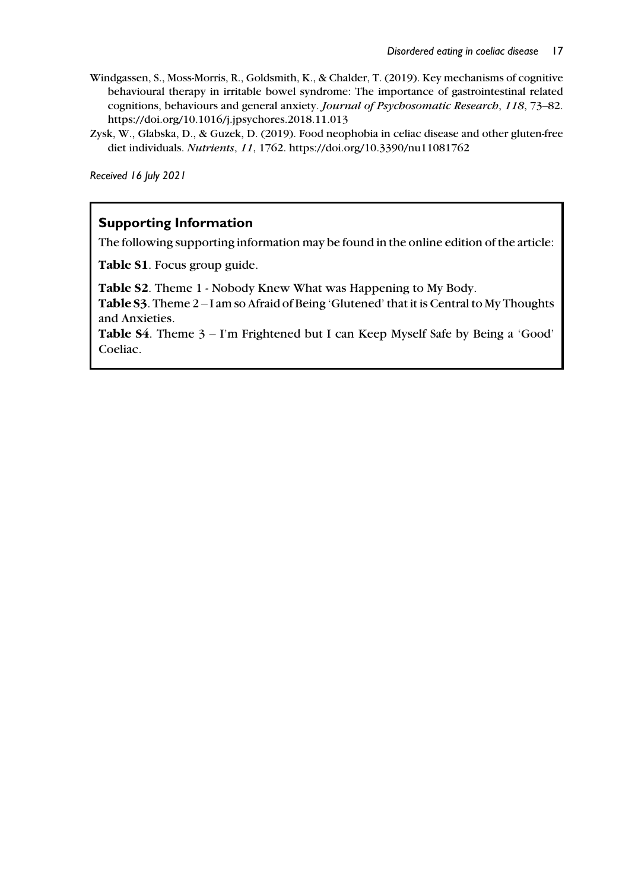Windgassen, S., Moss-Morris, R., Goldsmith, K., & Chalder, T. (2019). Key mechanisms of cognitive behavioural therapy in irritable bowel syndrome: The importance of gastrointestinal related cognitions, behaviours and general anxiety. *Journal of Psychosomatic Research*, *118*, 73–82. https://doi.org/10.1016/j.jpsychores.2018.11.013

Zysk, W., Glabska, D., & Guzek, D. (2019). Food neophobia in celiac disease and other gluten-free diet individuals. *Nutrients*, *11*, 1762. https://doi.org/10.3390/nu11081762

*Received 16 July 2021*

## Supporting Information

The following supporting information may be found in the online edition of the article:

**Table S1**. Focus group guide.

**Table S2**. Theme 1 - Nobody Knew What was Happening to My Body.

**Table S3**. Theme 2 – I am so Afraid of Being 'Glutened' that it is Central to My Thoughts and Anxieties.

**Table S4**. Theme 3 – I'm Frightened but I can Keep Myself Safe by Being a 'Good' Coeliac.